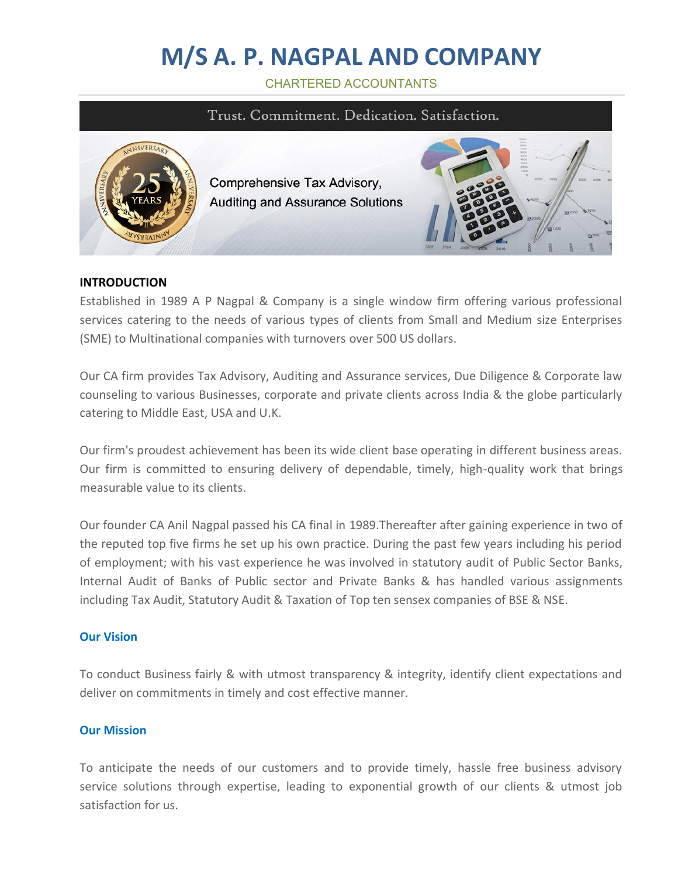# M/S A. P. NAGPAL AND COMPANY

CHARTERED ACCOUNTANTS

Trust. Commitment. Dedication. Satisfaction.

Comprehensive Tax Advisory,
Auditing and Assurance Solutions

## INTRODUCTION

Established in 1989 A P Nagpal & Company is a single window firm offering various professional services catering to the needs of various types of clients from Small and Medium size Enterprises (SME) to Multinational companies with turnovers over 500 US dollars.

Our CA firm provides Tax Advisory, Auditing and Assurance services, Due Diligence & Corporate law counseling to various Businesses, corporate and private clients across India & the globe particularly catering to Middle East, USA and U.K.

Our firm's proudest achievement has been its wide client base operating in different business areas. Our firm is committed to ensuring delivery of dependable, timely, high-quality work that brings measurable value to its clients.

Our founder CA Anil Nagpal passed his CA final in 1989.Thereafter after gaining experience in two of the reputed top five firms he set up his own practice. During the past few years including his period of employment; with his vast experience he was involved in statutory audit of Public Sector Banks, Internal Audit of Banks of Public sector and Private Banks & has handled various assignments including Tax Audit, Statutory Audit & Taxation of Top ten sensex companies of BSE & NSE.

### Our Vision

To conduct Business fairly & with utmost transparency & integrity, identify client expectations and deliver on commitments in timely and cost effective manner.

### Our Mission

To anticipate the needs of our customers and to provide timely, hassle free business advisory service solutions through expertise, leading to exponential growth of our clients & utmost job satisfaction for us.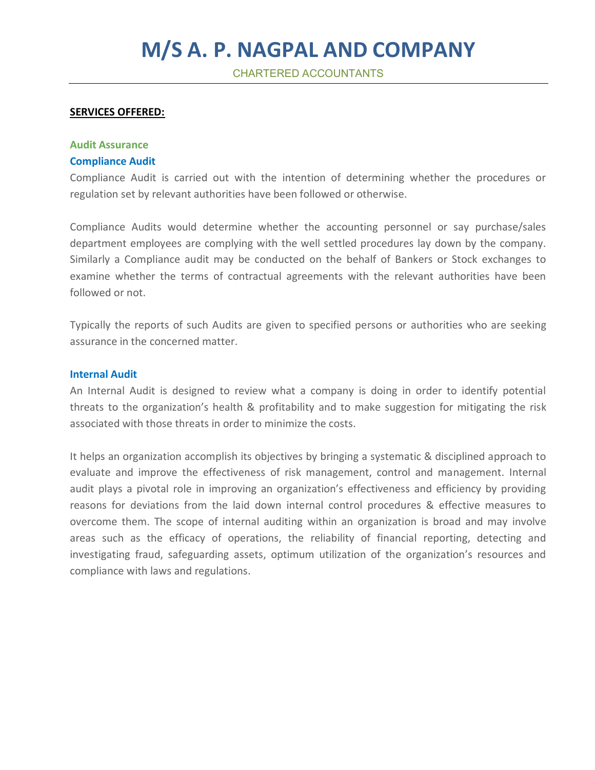# M/S A. P. NAGPAL AND COMPANY

CHARTERED ACCOUNTANTS

**SERVICES OFFERED:**

### Audit Assurance

### Compliance Audit

Compliance Audit is carried out with the intention of determining whether the procedures or regulation set by relevant authorities have been followed or otherwise.

Compliance Audits would determine whether the accounting personnel or say purchase/sales department employees are complying with the well settled procedures lay down by the company. Similarly a Compliance audit may be conducted on the behalf of Bankers or Stock exchanges to examine whether the terms of contractual agreements with the relevant authorities have been followed or not.

Typically the reports of such Audits are given to specified persons or authorities who are seeking assurance in the concerned matter.

### Internal Audit

An Internal Audit is designed to review what a company is doing in order to identify potential threats to the organization's health & profitability and to make suggestion for mitigating the risk associated with those threats in order to minimize the costs.

It helps an organization accomplish its objectives by bringing a systematic & disciplined approach to evaluate and improve the effectiveness of risk management, control and management. Internal audit plays a pivotal role in improving an organization's effectiveness and efficiency by providing reasons for deviations from the laid down internal control procedures & effective measures to overcome them. The scope of internal auditing within an organization is broad and may involve areas such as the efficacy of operations, the reliability of financial reporting, detecting and investigating fraud, safeguarding assets, optimum utilization of the organization's resources and compliance with laws and regulations.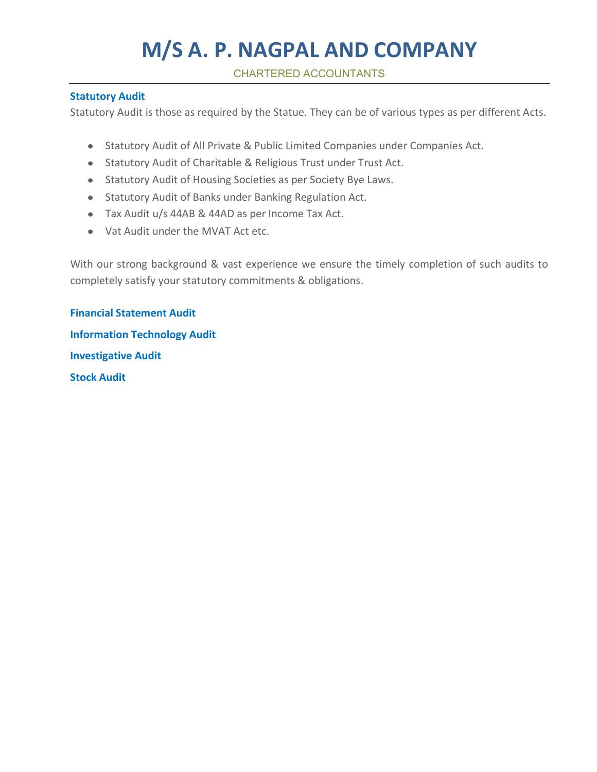# M/S A. P. NAGPAL AND COMPANY

CHARTERED ACCOUNTANTS

### Statutory Audit

Statutory Audit is those as required by the Statue. They can be of various types as per different Acts.

- Statutory Audit of All Private & Public Limited Companies under Companies Act.
- Statutory Audit of Charitable & Religious Trust under Trust Act.
- Statutory Audit of Housing Societies as per Society Bye Laws.
- Statutory Audit of Banks under Banking Regulation Act.
- Tax Audit u/s 44AB & 44AD as per Income Tax Act.
- Vat Audit under the MVAT Act etc.

With our strong background & vast experience we ensure the timely completion of such audits to completely satisfy your statutory commitments & obligations.

### Financial Statement Audit

### Information Technology Audit

### Investigative Audit

### Stock Audit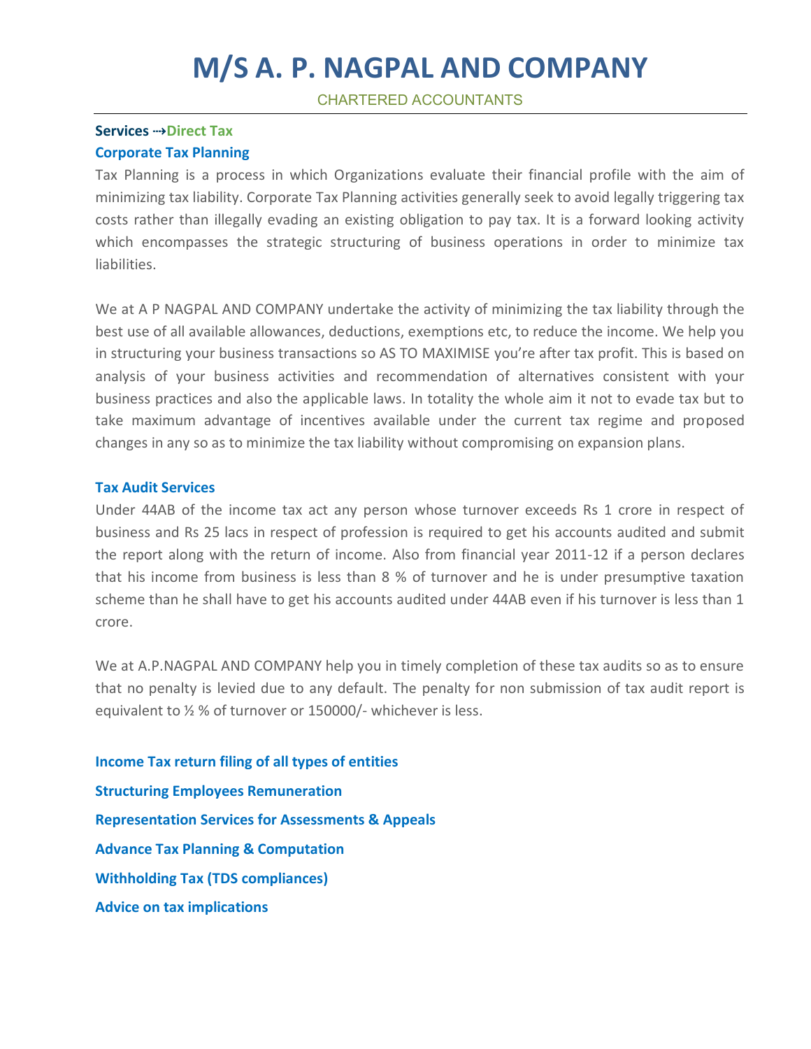# M/S A. P. NAGPAL AND COMPANY

CHARTERED ACCOUNTANTS

**Services ⇢Direct Tax**

### Corporate Tax Planning

Tax Planning is a process in which Organizations evaluate their financial profile with the aim of minimizing tax liability. Corporate Tax Planning activities generally seek to avoid legally triggering tax costs rather than illegally evading an existing obligation to pay tax. It is a forward looking activity which encompasses the strategic structuring of business operations in order to minimize tax liabilities.

We at A P NAGPAL AND COMPANY undertake the activity of minimizing the tax liability through the best use of all available allowances, deductions, exemptions etc, to reduce the income. We help you in structuring your business transactions so AS TO MAXIMISE you're after tax profit. This is based on analysis of your business activities and recommendation of alternatives consistent with your business practices and also the applicable laws. In totality the whole aim it not to evade tax but to take maximum advantage of incentives available under the current tax regime and proposed changes in any so as to minimize the tax liability without compromising on expansion plans.

### Tax Audit Services

Under 44AB of the income tax act any person whose turnover exceeds Rs 1 crore in respect of business and Rs 25 lacs in respect of profession is required to get his accounts audited and submit the report along with the return of income. Also from financial year 2011-12 if a person declares that his income from business is less than 8 % of turnover and he is under presumptive taxation scheme than he shall have to get his accounts audited under 44AB even if his turnover is less than 1 crore.

We at A.P.NAGPAL AND COMPANY help you in timely completion of these tax audits so as to ensure that no penalty is levied due to any default. The penalty for non submission of tax audit report is equivalent to ½ % of turnover or 150000/- whichever is less.

### Income Tax return filing of all types of entities

### Structuring Employees Remuneration

### Representation Services for Assessments & Appeals

### Advance Tax Planning & Computation

### Withholding Tax (TDS compliances)

### Advice on tax implications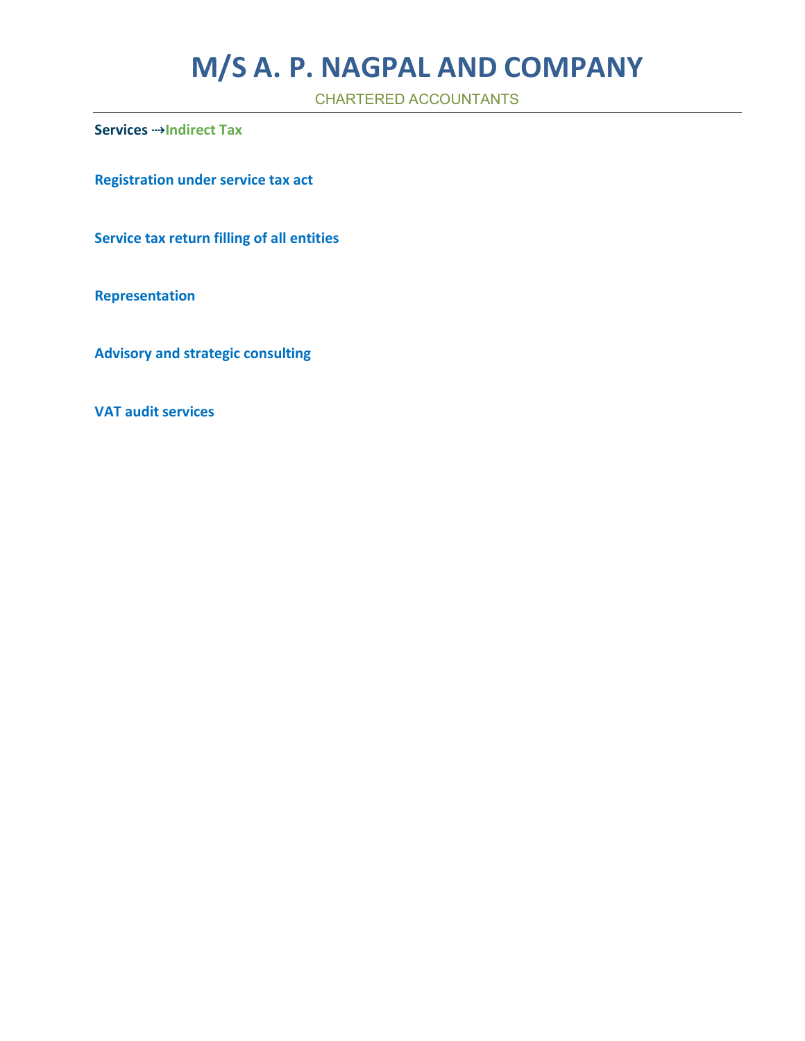# M/S A. P. NAGPAL AND COMPANY

CHARTERED ACCOUNTANTS

**Services ⇢Indirect Tax**

**Registration under service tax act**

**Service tax return filling of all entities**

**Representation**

**Advisory and strategic consulting**

**VAT audit services**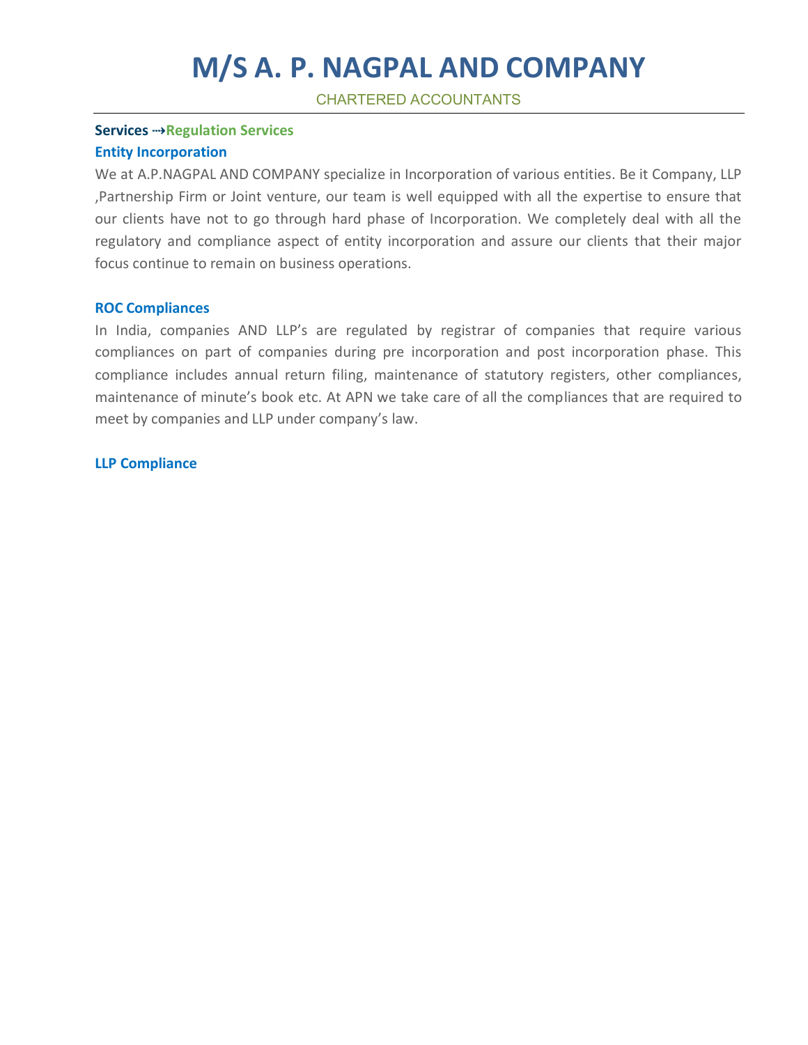# M/S A. P. NAGPAL AND COMPANY

CHARTERED ACCOUNTANTS

**Services ⇢Regulation Services**

### Entity Incorporation

We at A.P.NAGPAL AND COMPANY specialize in Incorporation of various entities. Be it Company, LLP ,Partnership Firm or Joint venture, our team is well equipped with all the expertise to ensure that our clients have not to go through hard phase of Incorporation. We completely deal with all the regulatory and compliance aspect of entity incorporation and assure our clients that their major focus continue to remain on business operations.

### ROC Compliances

In India, companies AND LLP's are regulated by registrar of companies that require various compliances on part of companies during pre incorporation and post incorporation phase. This compliance includes annual return filing, maintenance of statutory registers, other compliances, maintenance of minute's book etc. At APN we take care of all the compliances that are required to meet by companies and LLP under company's law.

### LLP Compliance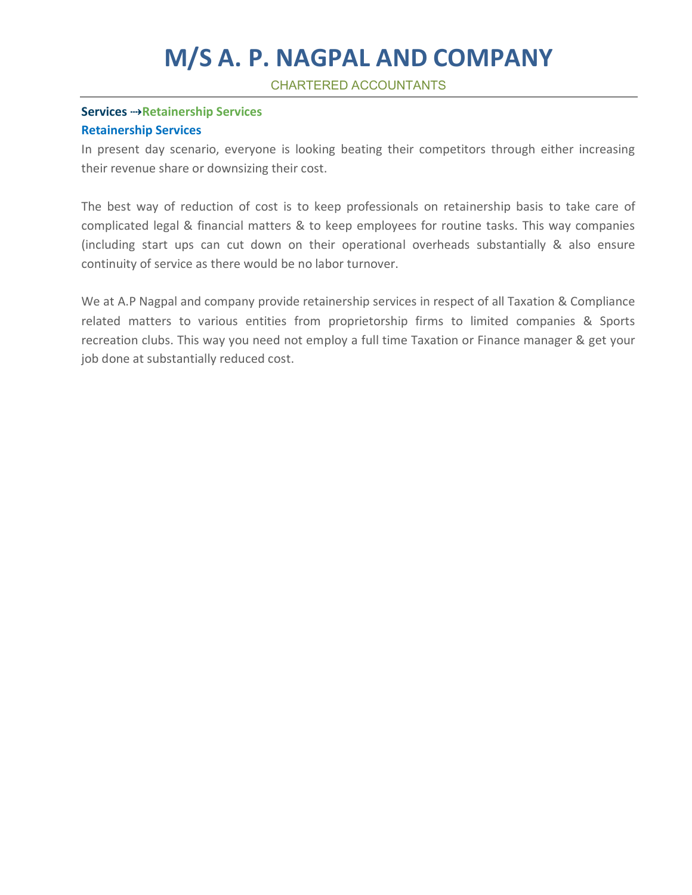# M/S A. P. NAGPAL AND COMPANY

CHARTERED ACCOUNTANTS

**Services ⇢Retainership Services**

### Retainership Services

In present day scenario, everyone is looking beating their competitors through either increasing their revenue share or downsizing their cost.

The best way of reduction of cost is to keep professionals on retainership basis to take care of complicated legal & financial matters & to keep employees for routine tasks. This way companies (including start ups can cut down on their operational overheads substantially & also ensure continuity of service as there would be no labor turnover.

We at A.P Nagpal and company provide retainership services in respect of all Taxation & Compliance related matters to various entities from proprietorship firms to limited companies & Sports recreation clubs. This way you need not employ a full time Taxation or Finance manager & get your job done at substantially reduced cost.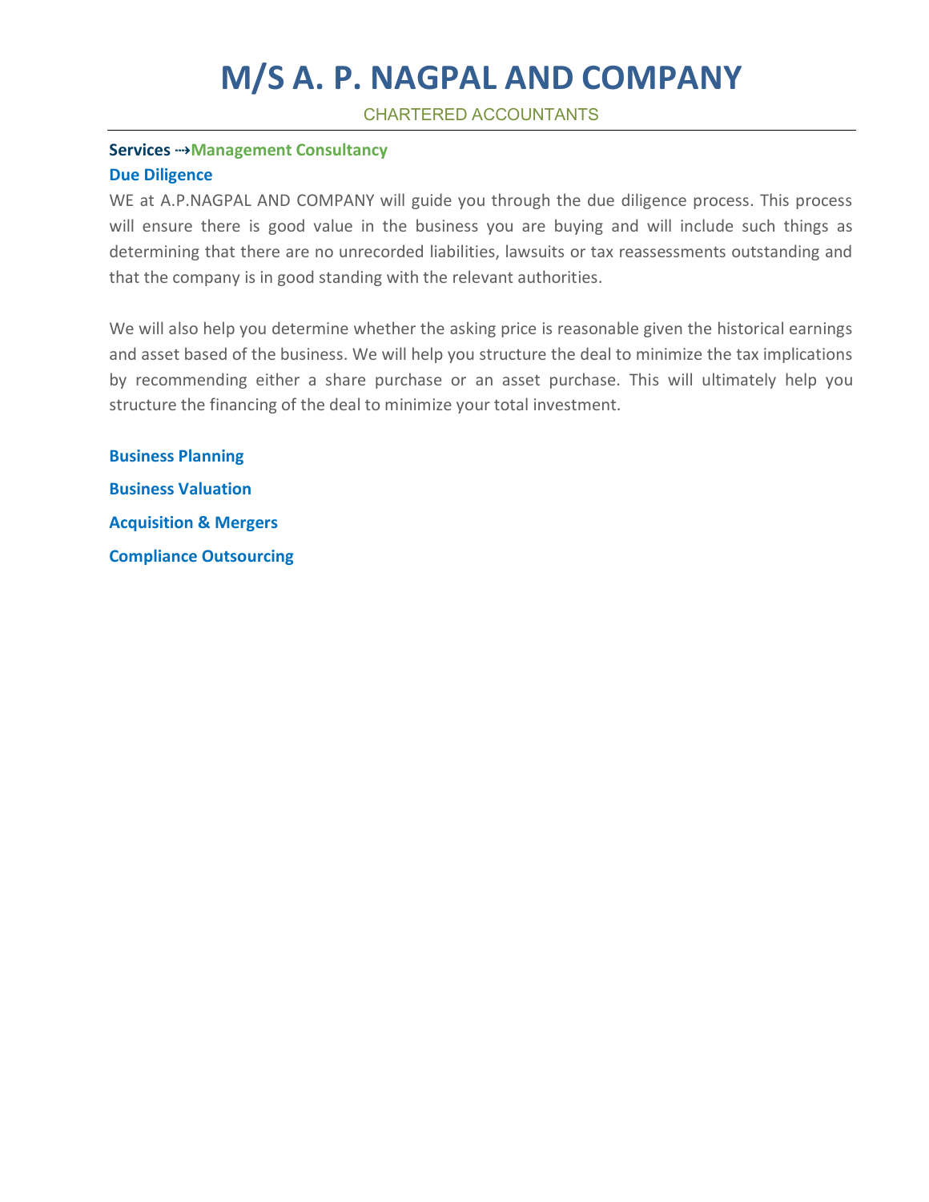# M/S A. P. NAGPAL AND COMPANY

CHARTERED ACCOUNTANTS

**Services ⇢Management Consultancy**

### Due Diligence

WE at A.P.NAGPAL AND COMPANY will guide you through the due diligence process. This process will ensure there is good value in the business you are buying and will include such things as determining that there are no unrecorded liabilities, lawsuits or tax reassessments outstanding and that the company is in good standing with the relevant authorities.

We will also help you determine whether the asking price is reasonable given the historical earnings and asset based of the business. We will help you structure the deal to minimize the tax implications by recommending either a share purchase or an asset purchase. This will ultimately help you structure the financing of the deal to minimize your total investment.

### Business Planning

### Business Valuation

### Acquisition & Mergers

### Compliance Outsourcing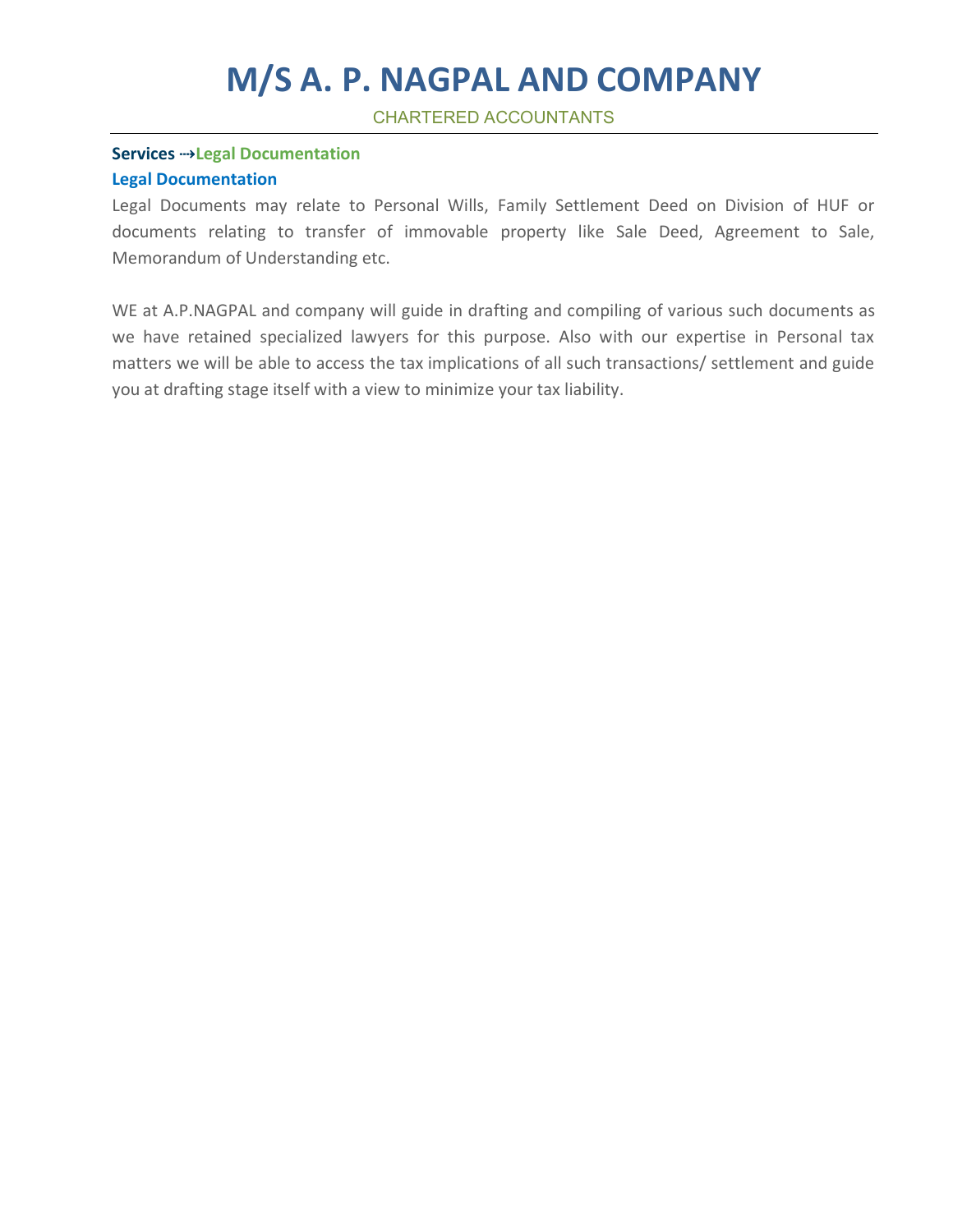# M/S A. P. NAGPAL AND COMPANY

CHARTERED ACCOUNTANTS

**Services ⇢Legal Documentation**

## Legal Documentation

Legal Documents may relate to Personal Wills, Family Settlement Deed on Division of HUF or documents relating to transfer of immovable property like Sale Deed, Agreement to Sale, Memorandum of Understanding etc.

WE at A.P.NAGPAL and company will guide in drafting and compiling of various such documents as we have retained specialized lawyers for this purpose. Also with our expertise in Personal tax matters we will be able to access the tax implications of all such transactions/ settlement and guide you at drafting stage itself with a view to minimize your tax liability.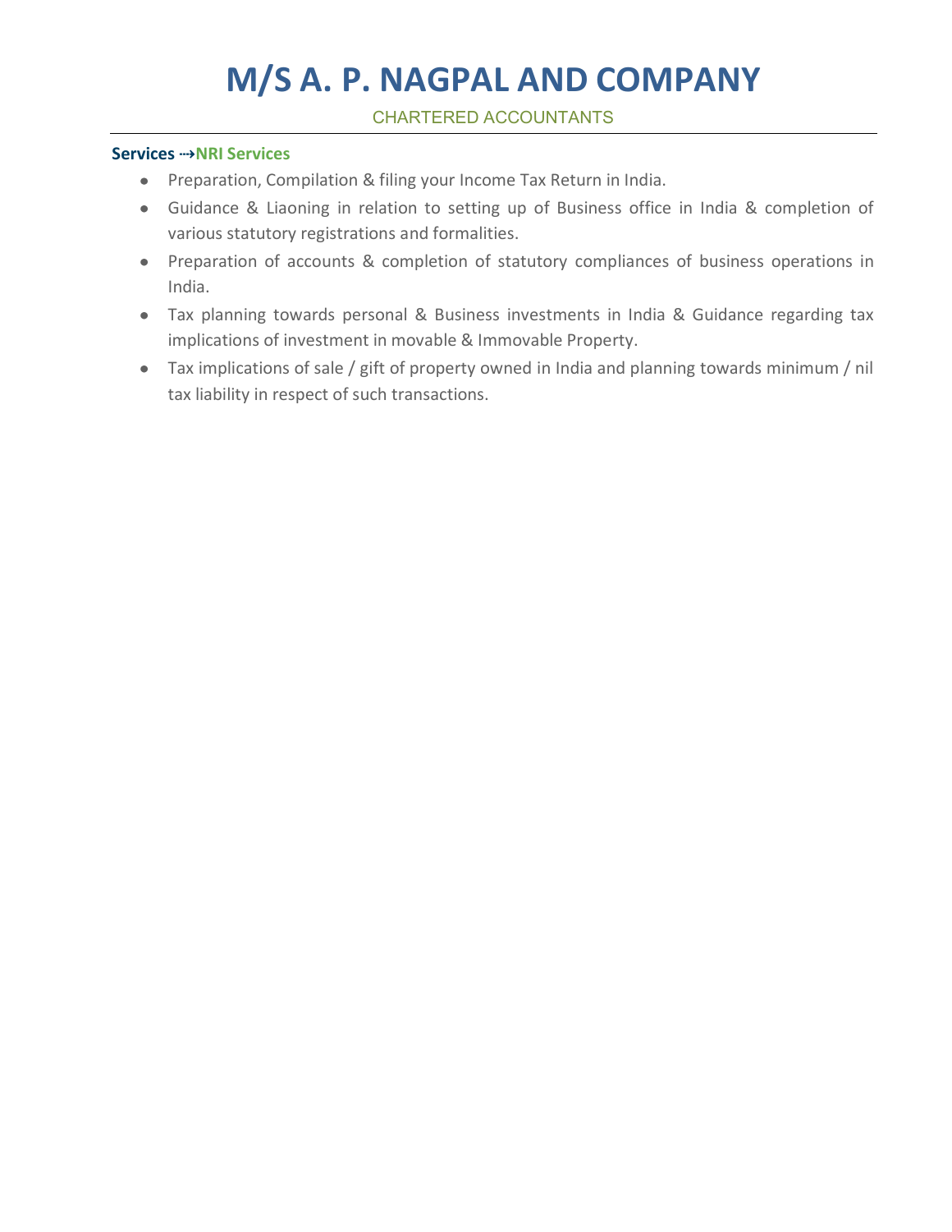# M/S A. P. NAGPAL AND COMPANY

CHARTERED ACCOUNTANTS

**Services ⇢NRI Services**

- Preparation, Compilation & filing your Income Tax Return in India.
- Guidance & Liaoning in relation to setting up of Business office in India & completion of various statutory registrations and formalities.
- Preparation of accounts & completion of statutory compliances of business operations in India.
- Tax planning towards personal & Business investments in India & Guidance regarding tax implications of investment in movable & Immovable Property.
- Tax implications of sale / gift of property owned in India and planning towards minimum / nil tax liability in respect of such transactions.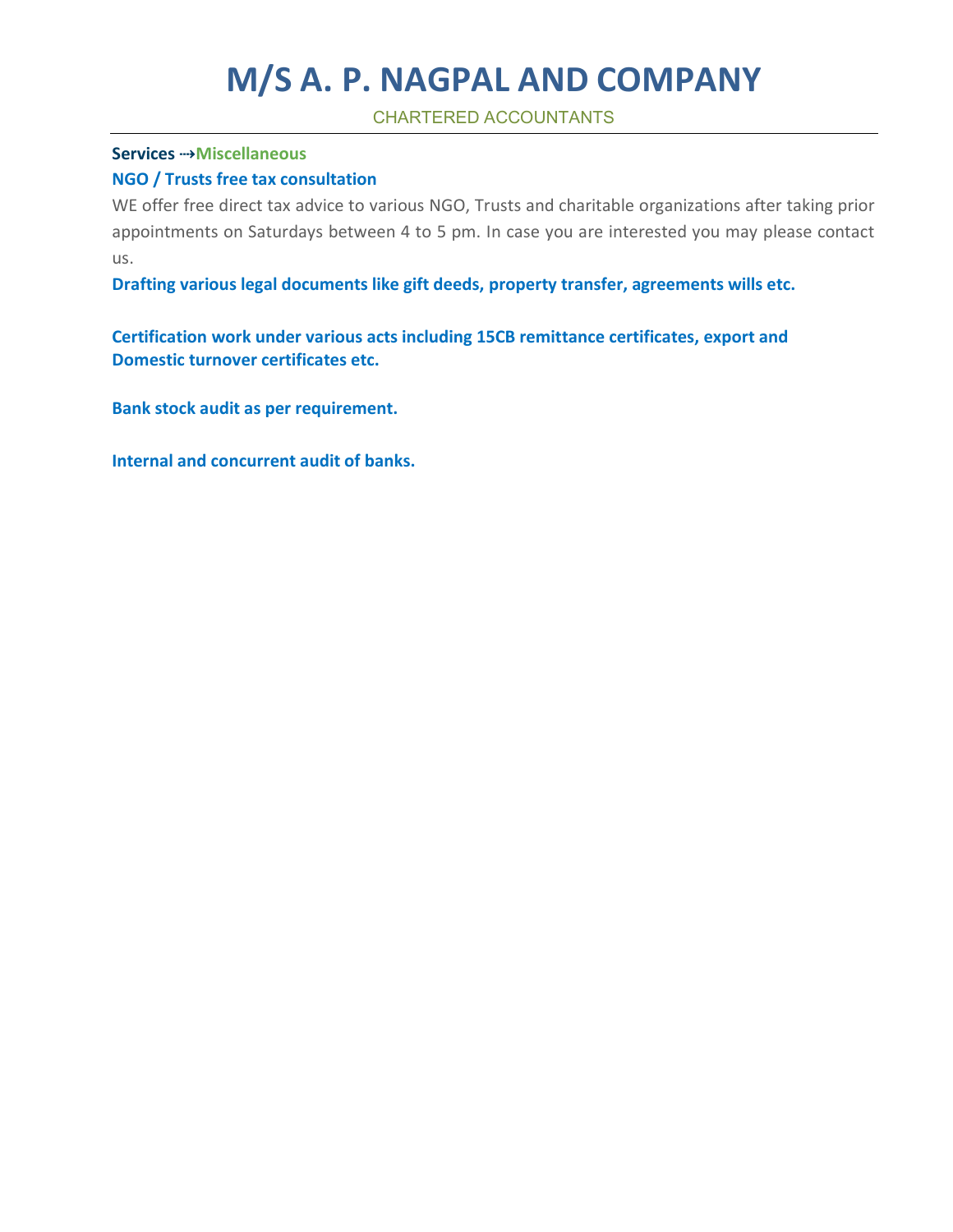# M/S A. P. NAGPAL AND COMPANY

CHARTERED ACCOUNTANTS

**Services ⇢Miscellaneous**

### NGO / Trusts free tax consultation

WE offer free direct tax advice to various NGO, Trusts and charitable organizations after taking prior appointments on Saturdays between 4 to 5 pm. In case you are interested you may please contact us.

### Drafting various legal documents like gift deeds, property transfer, agreements wills etc.

### Certification work under various acts including 15CB remittance certificates, export and Domestic turnover certificates etc.

### Bank stock audit as per requirement.

### Internal and concurrent audit of banks.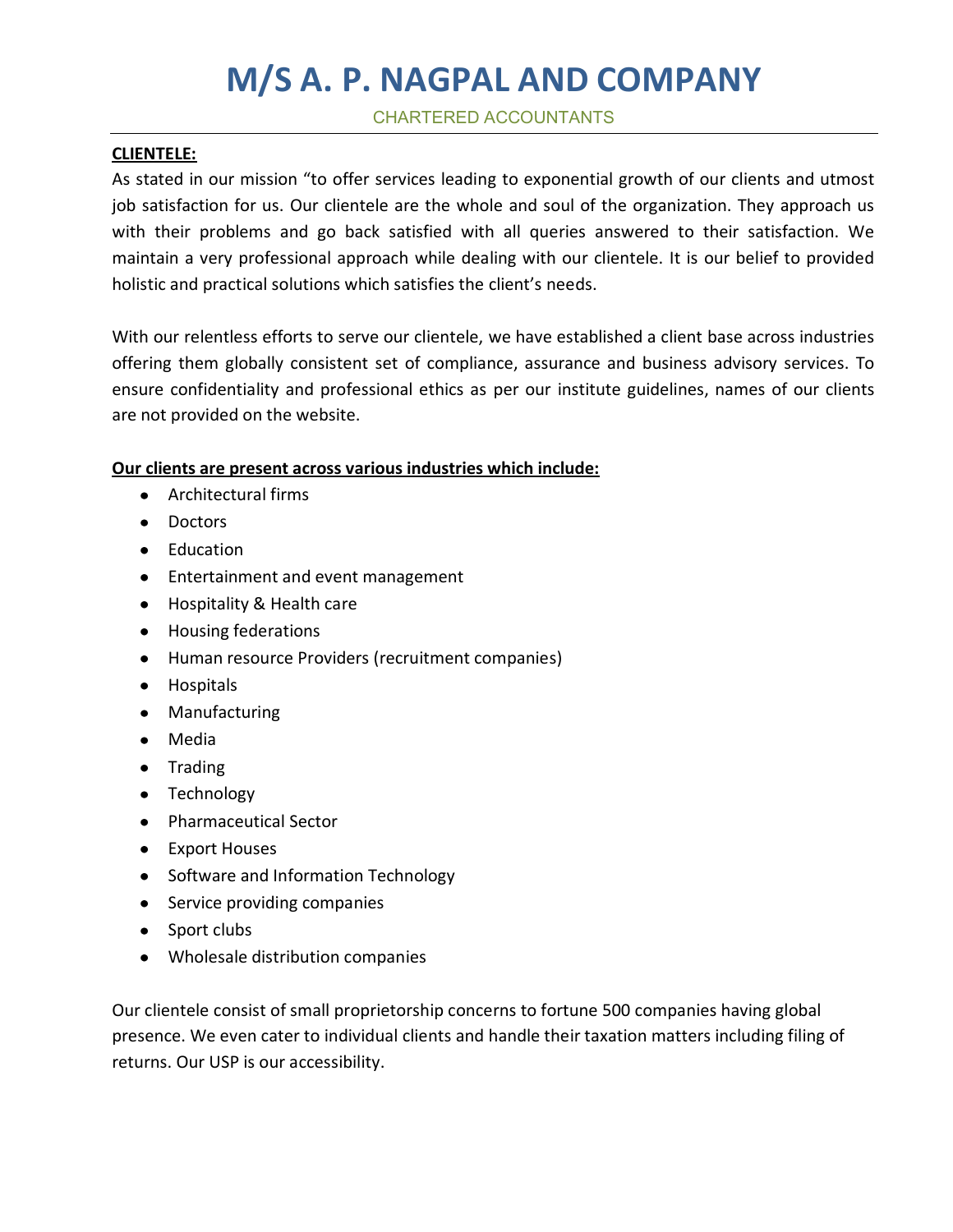# M/S A. P. NAGPAL AND COMPANY

CHARTERED ACCOUNTANTS

**CLIENTELE:**

As stated in our mission "to offer services leading to exponential growth of our clients and utmost job satisfaction for us. Our clientele are the whole and soul of the organization. They approach us with their problems and go back satisfied with all queries answered to their satisfaction. We maintain a very professional approach while dealing with our clientele. It is our belief to provided holistic and practical solutions which satisfies the client's needs.

With our relentless efforts to serve our clientele, we have established a client base across industries offering them globally consistent set of compliance, assurance and business advisory services. To ensure confidentiality and professional ethics as per our institute guidelines, names of our clients are not provided on the website.

**Our clients are present across various industries which include:**

- Architectural firms
- Doctors
- Education
- Entertainment and event management
- Hospitality & Health care
- Housing federations
- Human resource Providers (recruitment companies)
- Hospitals
- Manufacturing
- Media
- Trading
- Technology
- Pharmaceutical Sector
- Export Houses
- Software and Information Technology
- Service providing companies
- Sport clubs
- Wholesale distribution companies

Our clientele consist of small proprietorship concerns to fortune 500 companies having global presence. We even cater to individual clients and handle their taxation matters including filing of returns. Our USP is our accessibility.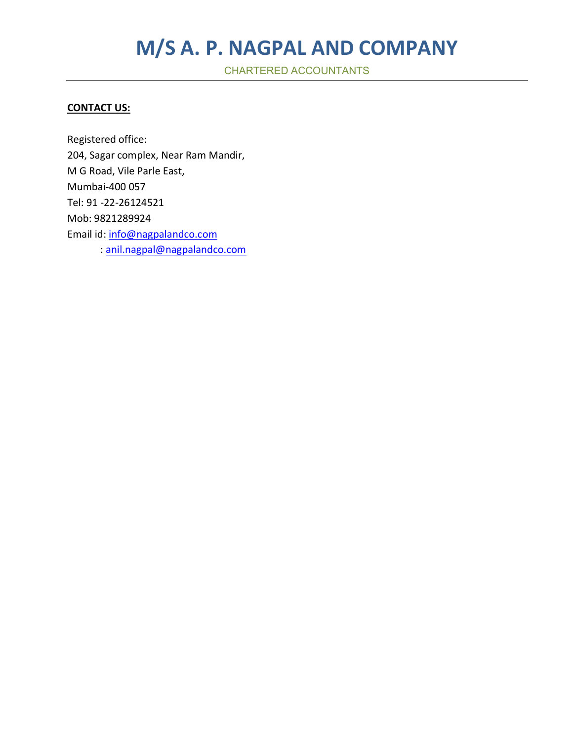# M/S A. P. NAGPAL AND COMPANY

CHARTERED ACCOUNTANTS

**CONTACT US:**

Registered office:
204, Sagar complex, Near Ram Mandir,
M G Road, Vile Parle East,
Mumbai-400 057
Tel: 91 -22-26124521
Mob: 9821289924
Email id: info@nagpalandco.com
: anil.nagpal@nagpalandco.com